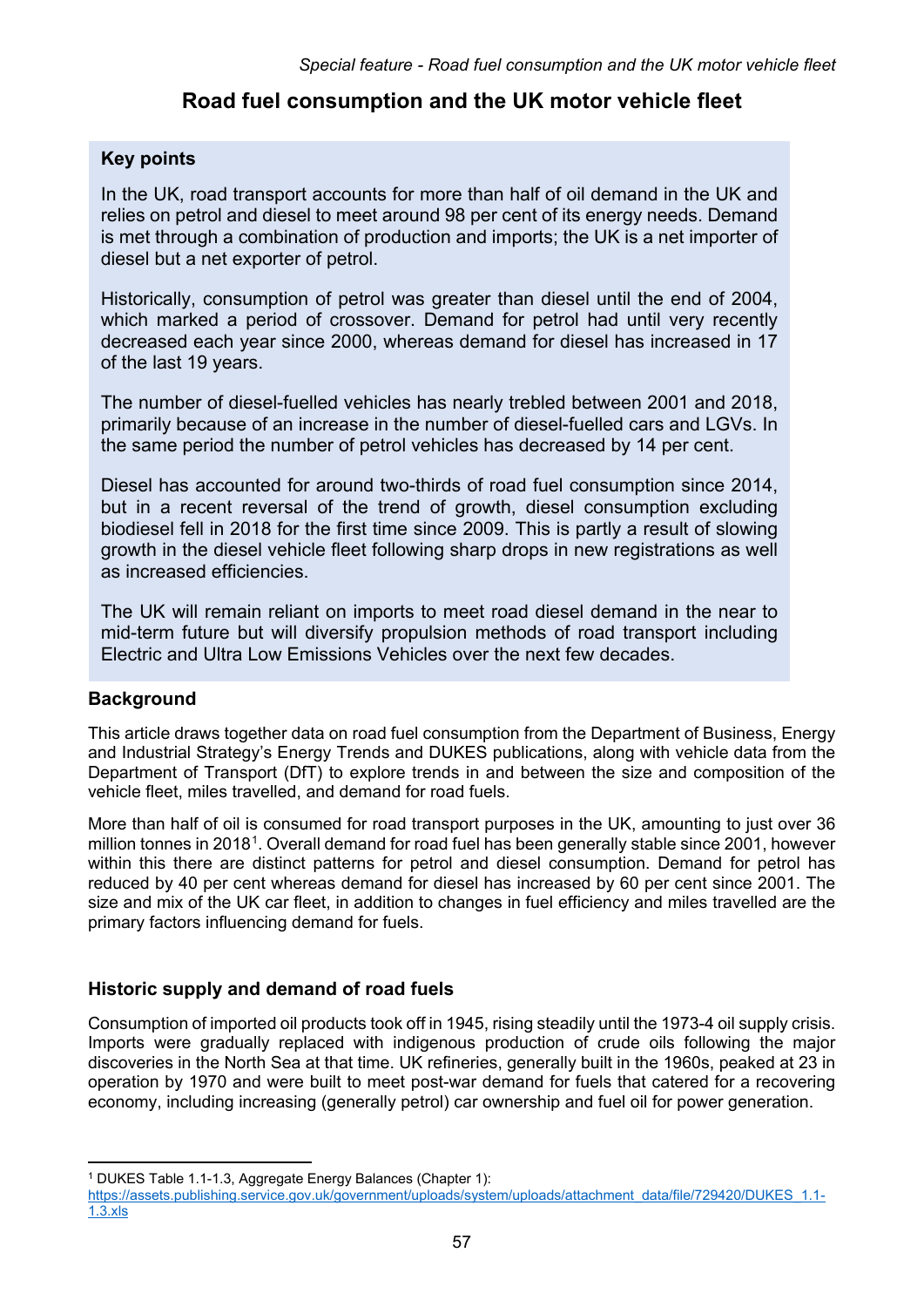# Road fuel consumption and the UK motor vehicle fleet

**Key points**

In the UK, road transport accounts for more than half of oil demand in the UK and relies on petrol and diesel to meet around 98 per cent of its energy needs. Demand is met through a combination of production and imports; the UK is a net importer of diesel but a net exporter of petrol.

Historically, consumption of petrol was greater than diesel until the end of 2004, which marked a period of crossover. Demand for petrol had until very recently decreased each year since 2000, whereas demand for diesel has increased in 17 of the last 19 years.

The number of diesel-fuelled vehicles has nearly trebled between 2001 and 2018, primarily because of an increase in the number of diesel-fuelled cars and LGVs. In the same period the number of petrol vehicles has decreased by 14 per cent.

Diesel has accounted for around two-thirds of road fuel consumption since 2014, but in a recent reversal of the trend of growth, diesel consumption excluding biodiesel fell in 2018 for the first time since 2009. This is partly a result of slowing growth in the diesel vehicle fleet following sharp drops in new registrations as well as increased efficiencies.

The UK will remain reliant on imports to meet road diesel demand in the near to mid-term future but will diversify propulsion methods of road transport including Electric and Ultra Low Emissions Vehicles over the next few decades.

## Background

This article draws together data on road fuel consumption from the Department of Business, Energy and Industrial Strategy's Energy Trends and DUKES publications, along with vehicle data from the Department of Transport (DfT) to explore trends in and between the size and composition of the vehicle fleet, miles travelled, and demand for road fuels.

More than half of oil is consumed for road transport purposes in the UK, amounting to just over 36 million tonnes in 2018[1]. Overall demand for road fuel has been generally stable since 2001, however within this there are distinct patterns for petrol and diesel consumption. Demand for petrol has reduced by 40 per cent whereas demand for diesel has increased by 60 per cent since 2001. The size and mix of the UK car fleet, in addition to changes in fuel efficiency and miles travelled are the primary factors influencing demand for fuels.

## Historic supply and demand of road fuels

Consumption of imported oil products took off in 1945, rising steadily until the 1973-4 oil supply crisis. Imports were gradually replaced with indigenous production of crude oils following the major discoveries in the North Sea at that time. UK refineries, generally built in the 1960s, peaked at 23 in operation by 1970 and were built to meet post-war demand for fuels that catered for a recovering economy, including increasing (generally petrol) car ownership and fuel oil for power generation.

[1] DUKES Table 1.1-1.3, Aggregate Energy Balances (Chapter 1): https://assets.publishing.service.gov.uk/government/uploads/system/uploads/attachment_data/file/729420/DUKES_1.1-1.3.xls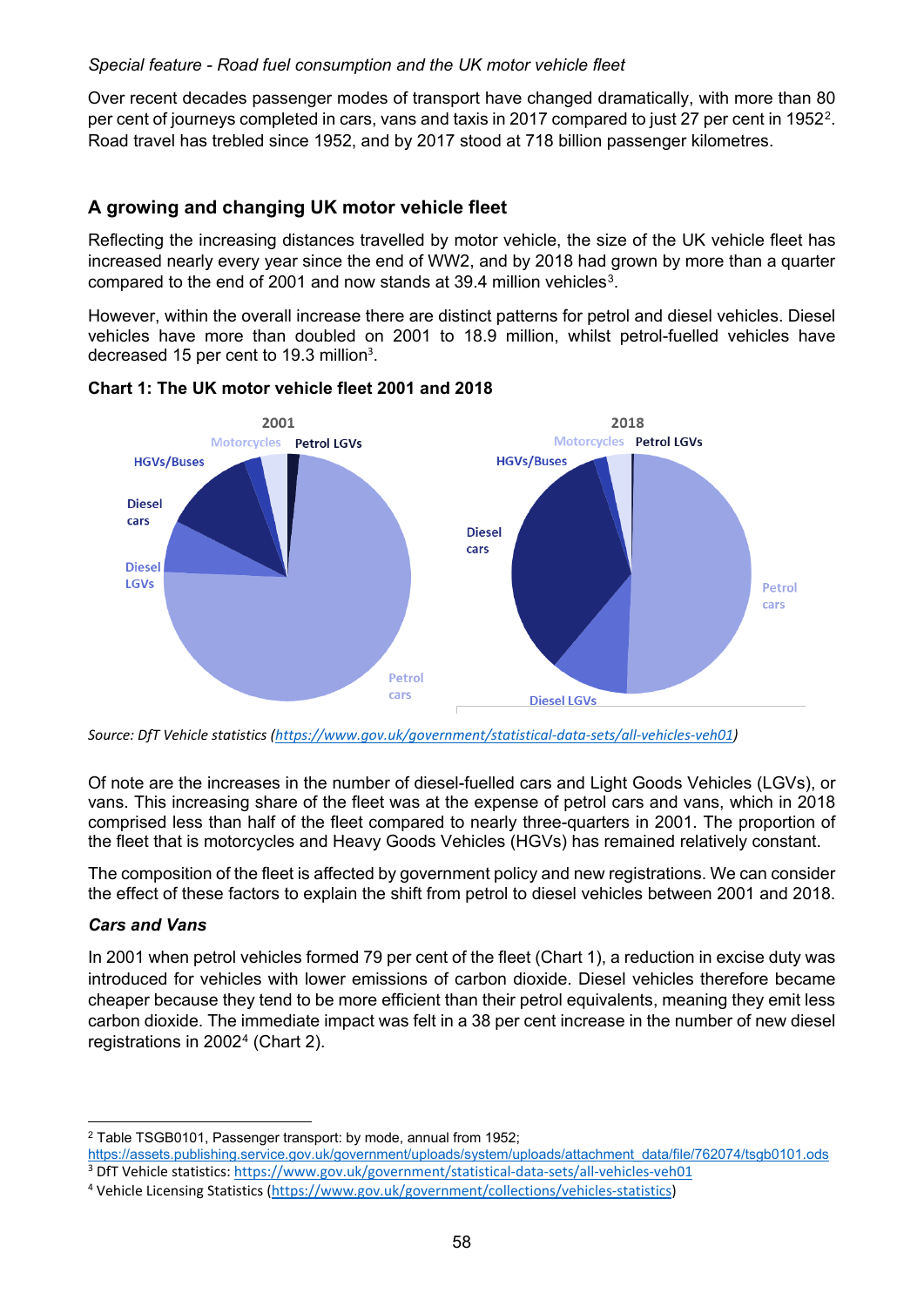*Special feature - Road fuel consumption and the UK motor vehicle fleet*

Over recent decades passenger modes of transport have changed dramatically, with more than 80 per cent of journeys completed in cars, vans and taxis in 2017 compared to just 27 per cent in 1952[2]. Road travel has trebled since 1952, and by 2017 stood at 718 billion passenger kilometres.

## A growing and changing UK motor vehicle fleet

Reflecting the increasing distances travelled by motor vehicle, the size of the UK vehicle fleet has increased nearly every year since the end of WW2, and by 2018 had grown by more than a quarter compared to the end of 2001 and now stands at 39.4 million vehicles[3].

However, within the overall increase there are distinct patterns for petrol and diesel vehicles. Diesel vehicles have more than doubled on 2001 to 18.9 million, whilst petrol-fuelled vehicles have decreased 15 per cent to 19.3 million[3].

**Chart 1: The UK motor vehicle fleet 2001 and 2018**

*Source: DfT Vehicle statistics (https://www.gov.uk/government/statistical-data-sets/all-vehicles-veh01)*

Of note are the increases in the number of diesel-fuelled cars and Light Goods Vehicles (LGVs), or vans. This increasing share of the fleet was at the expense of petrol cars and vans, which in 2018 comprised less than half of the fleet compared to nearly three-quarters in 2001. The proportion of the fleet that is motorcycles and Heavy Goods Vehicles (HGVs) has remained relatively constant.

The composition of the fleet is affected by government policy and new registrations. We can consider the effect of these factors to explain the shift from petrol to diesel vehicles between 2001 and 2018.

### *Cars and Vans*

In 2001 when petrol vehicles formed 79 per cent of the fleet (Chart 1), a reduction in excise duty was introduced for vehicles with lower emissions of carbon dioxide. Diesel vehicles therefore became cheaper because they tend to be more efficient than their petrol equivalents, meaning they emit less carbon dioxide. The immediate impact was felt in a 38 per cent increase in the number of new diesel registrations in 2002[4] (Chart 2).

---

[2] Table TSGB0101, Passenger transport: by mode, annual from 1952; https://assets.publishing.service.gov.uk/government/uploads/system/uploads/attachment_data/file/762074/tsgb0101.ods

[3] DfT Vehicle statistics: https://www.gov.uk/government/statistical-data-sets/all-vehicles-veh01

[4] Vehicle Licensing Statistics (https://www.gov.uk/government/collections/vehicles-statistics)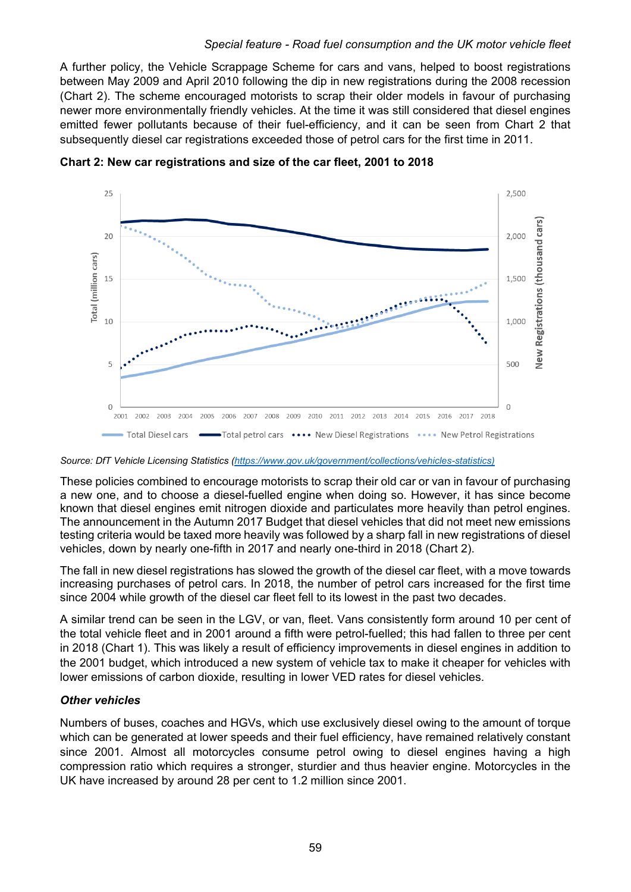A further policy, the Vehicle Scrappage Scheme for cars and vans, helped to boost registrations between May 2009 and April 2010 following the dip in new registrations during the 2008 recession (Chart 2). The scheme encouraged motorists to scrap their older models in favour of purchasing newer more environmentally friendly vehicles. At the time it was still considered that diesel engines emitted fewer pollutants because of their fuel-efficiency, and it can be seen from Chart 2 that subsequently diesel car registrations exceeded those of petrol cars for the first time in 2011.

**Chart 2: New car registrations and size of the car fleet, 2001 to 2018**

*Source: DfT Vehicle Licensing Statistics (https://www.gov.uk/government/collections/vehicles-statistics)*

These policies combined to encourage motorists to scrap their old car or van in favour of purchasing a new one, and to choose a diesel-fuelled engine when doing so. However, it has since become known that diesel engines emit nitrogen dioxide and particulates more heavily than petrol engines. The announcement in the Autumn 2017 Budget that diesel vehicles that did not meet new emissions testing criteria would be taxed more heavily was followed by a sharp fall in new registrations of diesel vehicles, down by nearly one-fifth in 2017 and nearly one-third in 2018 (Chart 2).

The fall in new diesel registrations has slowed the growth of the diesel car fleet, with a move towards increasing purchases of petrol cars. In 2018, the number of petrol cars increased for the first time since 2004 while growth of the diesel car fleet fell to its lowest in the past two decades.

A similar trend can be seen in the LGV, or van, fleet. Vans consistently form around 10 per cent of the total vehicle fleet and in 2001 around a fifth were petrol-fuelled; this had fallen to three per cent in 2018 (Chart 1). This was likely a result of efficiency improvements in diesel engines in addition to the 2001 budget, which introduced a new system of vehicle tax to make it cheaper for vehicles with lower emissions of carbon dioxide, resulting in lower VED rates for diesel vehicles.

### *Other vehicles*

Numbers of buses, coaches and HGVs, which use exclusively diesel owing to the amount of torque which can be generated at lower speeds and their fuel efficiency, have remained relatively constant since 2001. Almost all motorcycles consume petrol owing to diesel engines having a high compression ratio which requires a stronger, sturdier and thus heavier engine. Motorcycles in the UK have increased by around 28 per cent to 1.2 million since 2001.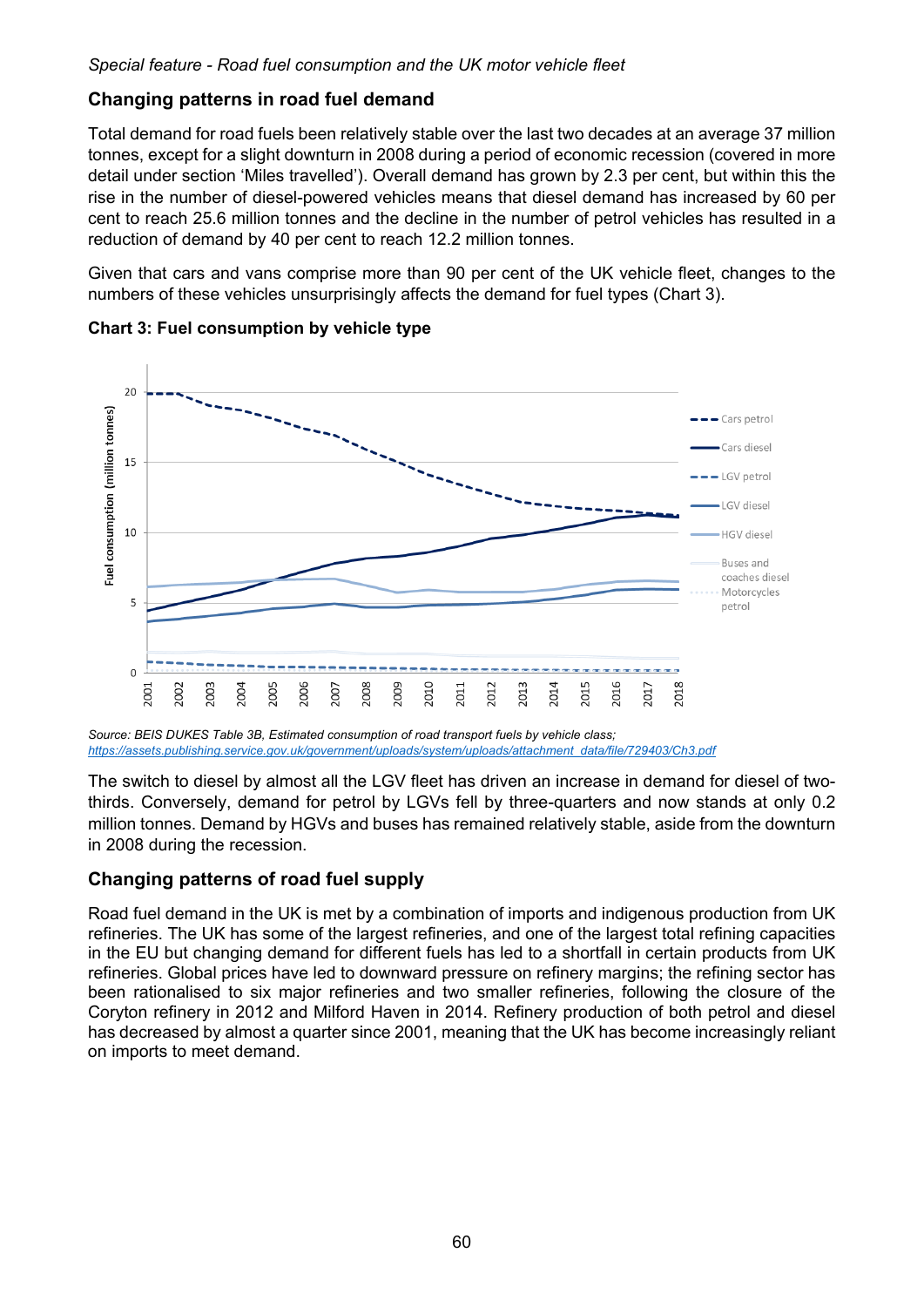*Special feature - Road fuel consumption and the UK motor vehicle fleet*

## Changing patterns in road fuel demand

Total demand for road fuels been relatively stable over the last two decades at an average 37 million tonnes, except for a slight downturn in 2008 during a period of economic recession (covered in more detail under section 'Miles travelled'). Overall demand has grown by 2.3 per cent, but within this the rise in the number of diesel-powered vehicles means that diesel demand has increased by 60 per cent to reach 25.6 million tonnes and the decline in the number of petrol vehicles has resulted in a reduction of demand by 40 per cent to reach 12.2 million tonnes.

Given that cars and vans comprise more than 90 per cent of the UK vehicle fleet, changes to the numbers of these vehicles unsurprisingly affects the demand for fuel types (Chart 3).

**Chart 3: Fuel consumption by vehicle type**

*Source: BEIS DUKES Table 3B, Estimated consumption of road transport fuels by vehicle class; https://assets.publishing.service.gov.uk/government/uploads/system/uploads/attachment_data/file/729403/Ch3.pdf*

The switch to diesel by almost all the LGV fleet has driven an increase in demand for diesel of two-thirds. Conversely, demand for petrol by LGVs fell by three-quarters and now stands at only 0.2 million tonnes. Demand by HGVs and buses has remained relatively stable, aside from the downturn in 2008 during the recession.

## Changing patterns of road fuel supply

Road fuel demand in the UK is met by a combination of imports and indigenous production from UK refineries. The UK has some of the largest refineries, and one of the largest total refining capacities in the EU but changing demand for different fuels has led to a shortfall in certain products from UK refineries. Global prices have led to downward pressure on refinery margins; the refining sector has been rationalised to six major refineries and two smaller refineries, following the closure of the Coryton refinery in 2012 and Milford Haven in 2014. Refinery production of both petrol and diesel has decreased by almost a quarter since 2001, meaning that the UK has become increasingly reliant on imports to meet demand.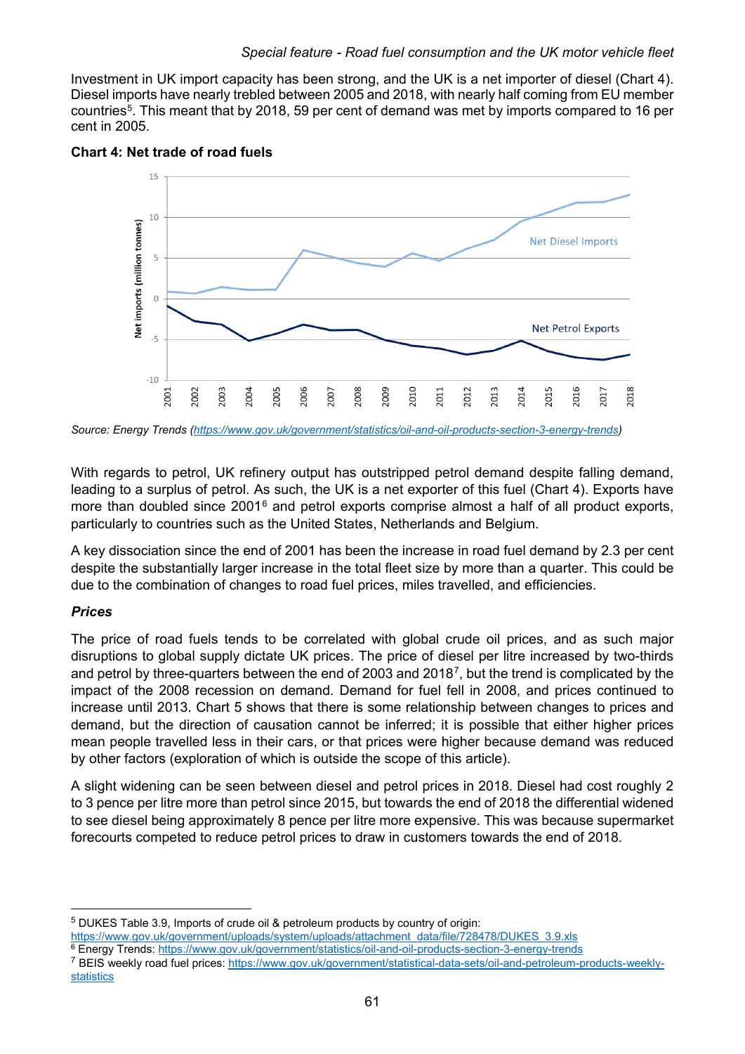Investment in UK import capacity has been strong, and the UK is a net importer of diesel (Chart 4). Diesel imports have nearly trebled between 2005 and 2018, with nearly half coming from EU member countries[5]. This meant that by 2018, 59 per cent of demand was met by imports compared to 16 per cent in 2005.

**Chart 4: Net trade of road fuels**

*Source: Energy Trends (https://www.gov.uk/government/statistics/oil-and-oil-products-section-3-energy-trends)*

With regards to petrol, UK refinery output has outstripped petrol demand despite falling demand, leading to a surplus of petrol. As such, the UK is a net exporter of this fuel (Chart 4). Exports have more than doubled since 2001[6] and petrol exports comprise almost a half of all product exports, particularly to countries such as the United States, Netherlands and Belgium.

A key dissociation since the end of 2001 has been the increase in road fuel demand by 2.3 per cent despite the substantially larger increase in the total fleet size by more than a quarter. This could be due to the combination of changes to road fuel prices, miles travelled, and efficiencies.

***Prices***

The price of road fuels tends to be correlated with global crude oil prices, and as such major disruptions to global supply dictate UK prices. The price of diesel per litre increased by two-thirds and petrol by three-quarters between the end of 2003 and 2018[7], but the trend is complicated by the impact of the 2008 recession on demand. Demand for fuel fell in 2008, and prices continued to increase until 2013. Chart 5 shows that there is some relationship between changes to prices and demand, but the direction of causation cannot be inferred; it is possible that either higher prices mean people travelled less in their cars, or that prices were higher because demand was reduced by other factors (exploration of which is outside the scope of this article).

A slight widening can be seen between diesel and petrol prices in 2018. Diesel had cost roughly 2 to 3 pence per litre more than petrol since 2015, but towards the end of 2018 the differential widened to see diesel being approximately 8 pence per litre more expensive. This was because supermarket forecourts competed to reduce petrol prices to draw in customers towards the end of 2018.

---

[5] DUKES Table 3.9, Imports of crude oil & petroleum products by country of origin: https://www.gov.uk/government/uploads/system/uploads/attachment_data/file/728478/DUKES_3.9.xls

[6] Energy Trends: https://www.gov.uk/government/statistics/oil-and-oil-products-section-3-energy-trends

[7] BEIS weekly road fuel prices: https://www.gov.uk/government/statistical-data-sets/oil-and-petroleum-products-weekly-statistics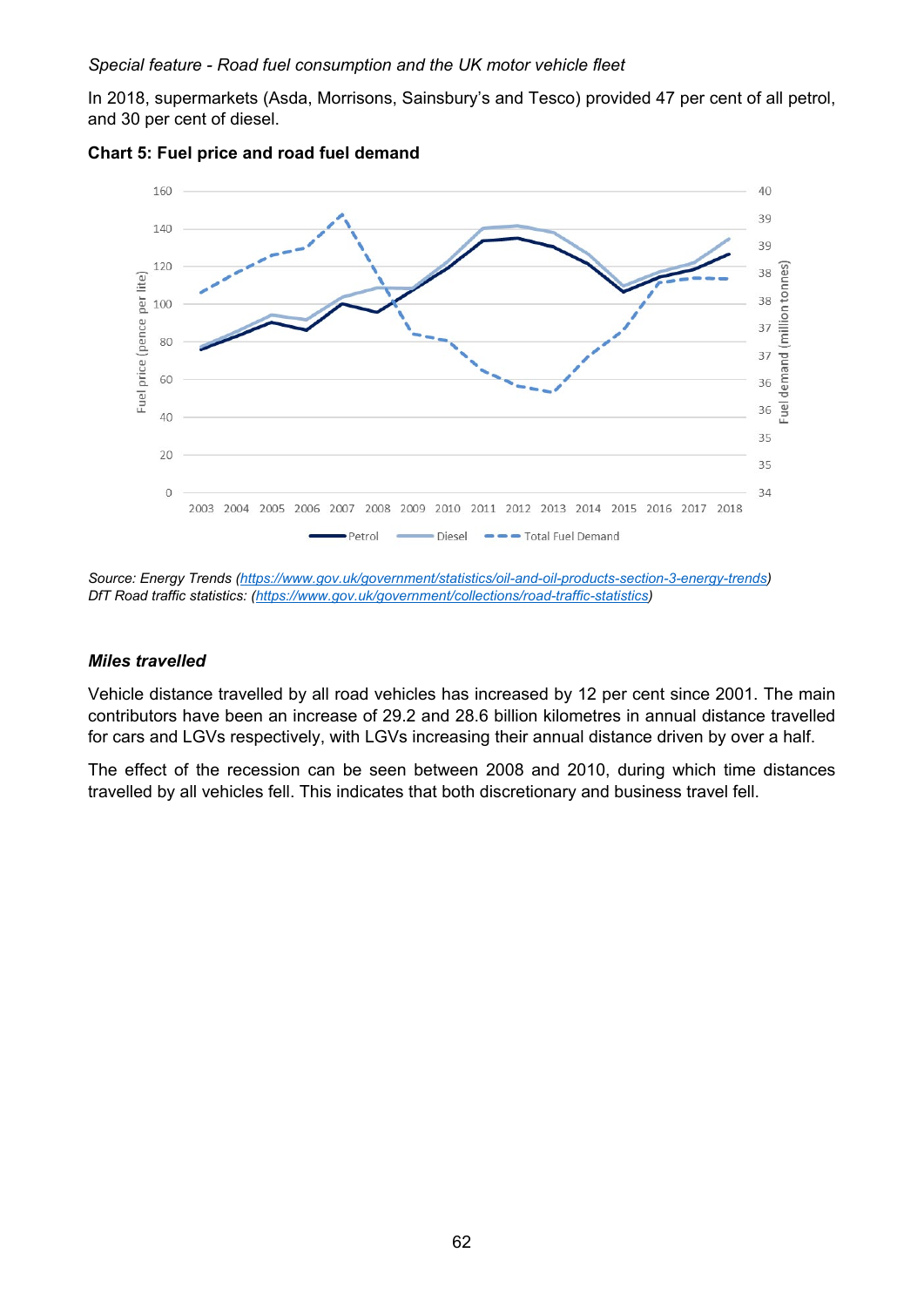*Special feature - Road fuel consumption and the UK motor vehicle fleet*

In 2018, supermarkets (Asda, Morrisons, Sainsbury's and Tesco) provided 47 per cent of all petrol, and 30 per cent of diesel.

**Chart 5: Fuel price and road fuel demand**

*Source: Energy Trends (https://www.gov.uk/government/statistics/oil-and-oil-products-section-3-energy-trends)*
*DfT Road traffic statistics: (https://www.gov.uk/government/collections/road-traffic-statistics)*

### *Miles travelled*

Vehicle distance travelled by all road vehicles has increased by 12 per cent since 2001. The main contributors have been an increase of 29.2 and 28.6 billion kilometres in annual distance travelled for cars and LGVs respectively, with LGVs increasing their annual distance driven by over a half.

The effect of the recession can be seen between 2008 and 2010, during which time distances travelled by all vehicles fell. This indicates that both discretionary and business travel fell.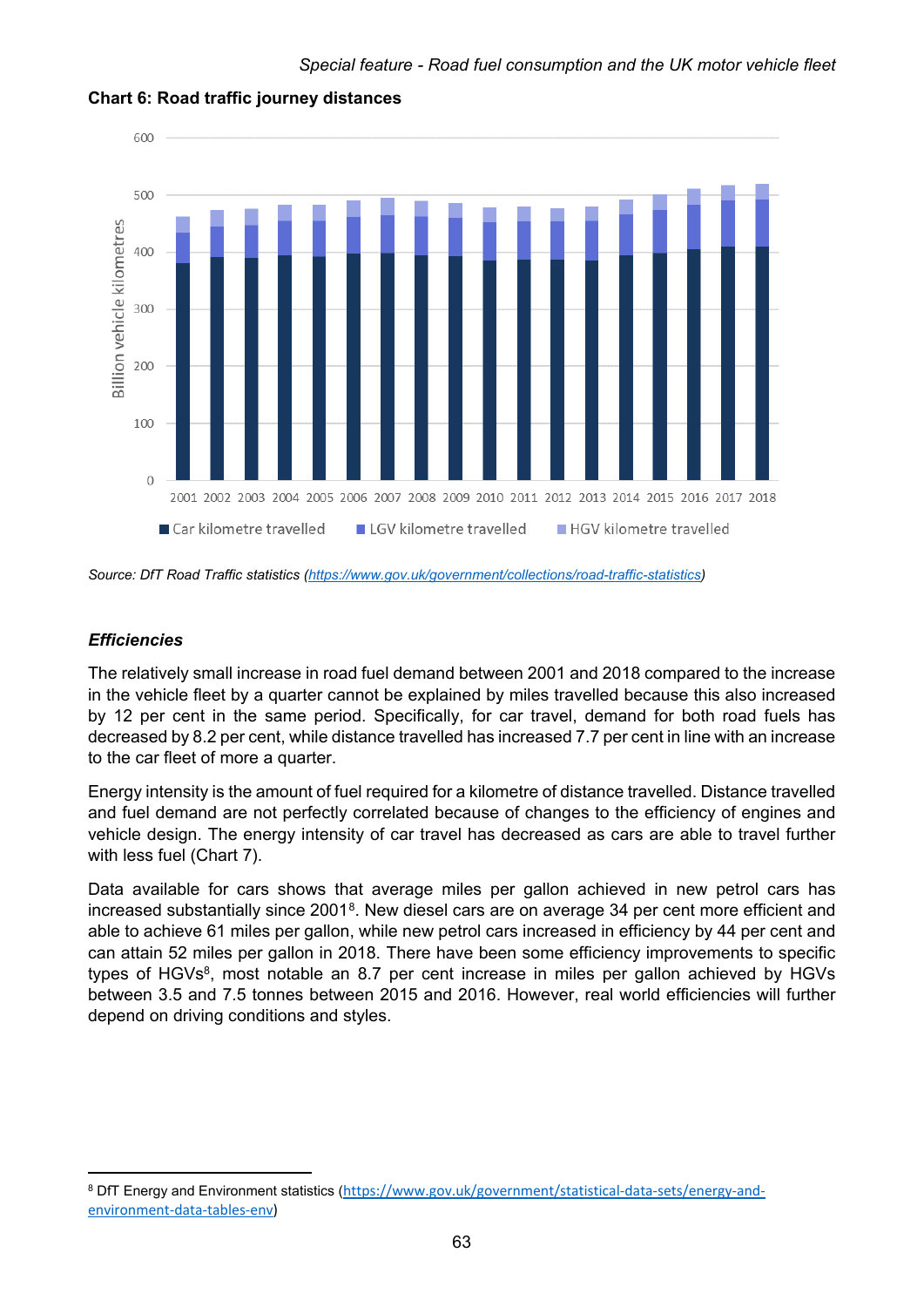**Chart 6: Road traffic journey distances**

*Source: DfT Road Traffic statistics (https://www.gov.uk/government/collections/road-traffic-statistics)*

### *Efficiencies*

The relatively small increase in road fuel demand between 2001 and 2018 compared to the increase in the vehicle fleet by a quarter cannot be explained by miles travelled because this also increased by 12 per cent in the same period. Specifically, for car travel, demand for both road fuels has decreased by 8.2 per cent, while distance travelled has increased 7.7 per cent in line with an increase to the car fleet of more a quarter.

Energy intensity is the amount of fuel required for a kilometre of distance travelled. Distance travelled and fuel demand are not perfectly correlated because of changes to the efficiency of engines and vehicle design. The energy intensity of car travel has decreased as cars are able to travel further with less fuel (Chart 7).

Data available for cars shows that average miles per gallon achieved in new petrol cars has increased substantially since 2001[8]. New diesel cars are on average 34 per cent more efficient and able to achieve 61 miles per gallon, while new petrol cars increased in efficiency by 44 per cent and can attain 52 miles per gallon in 2018. There have been some efficiency improvements to specific types of HGVs[8], most notable an 8.7 per cent increase in miles per gallon achieved by HGVs between 3.5 and 7.5 tonnes between 2015 and 2016. However, real world efficiencies will further depend on driving conditions and styles.

---

[8] DfT Energy and Environment statistics (https://www.gov.uk/government/statistical-data-sets/energy-and-environment-data-tables-env)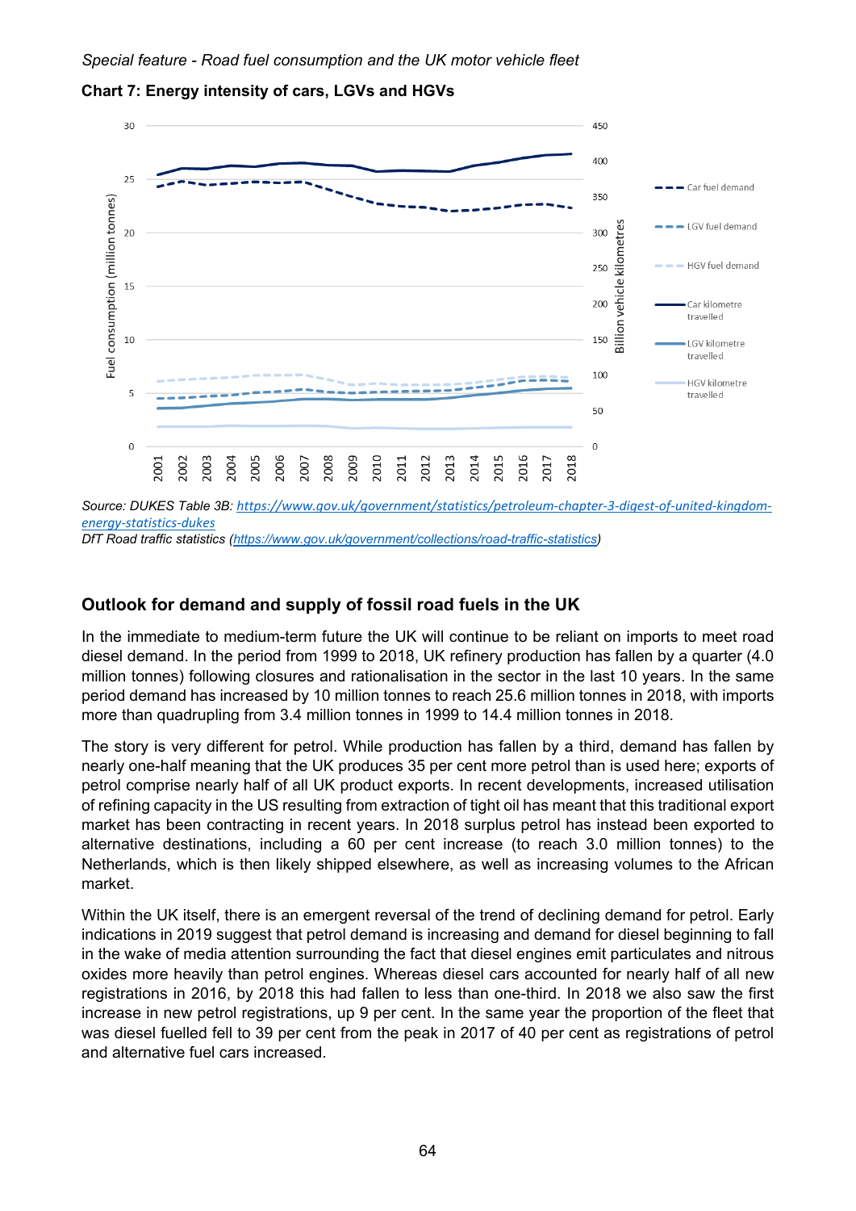*Special feature - Road fuel consumption and the UK motor vehicle fleet*

**Chart 7: Energy intensity of cars, LGVs and HGVs**

*Source: DUKES Table 3B: https://www.gov.uk/government/statistics/petroleum-chapter-3-digest-of-united-kingdom-energy-statistics-dukes*
*DfT Road traffic statistics (https://www.gov.uk/government/collections/road-traffic-statistics)*

## Outlook for demand and supply of fossil road fuels in the UK

In the immediate to medium-term future the UK will continue to be reliant on imports to meet road diesel demand. In the period from 1999 to 2018, UK refinery production has fallen by a quarter (4.0 million tonnes) following closures and rationalisation in the sector in the last 10 years. In the same period demand has increased by 10 million tonnes to reach 25.6 million tonnes in 2018, with imports more than quadrupling from 3.4 million tonnes in 1999 to 14.4 million tonnes in 2018.

The story is very different for petrol. While production has fallen by a third, demand has fallen by nearly one-half meaning that the UK produces 35 per cent more petrol than is used here; exports of petrol comprise nearly half of all UK product exports. In recent developments, increased utilisation of refining capacity in the US resulting from extraction of tight oil has meant that this traditional export market has been contracting in recent years. In 2018 surplus petrol has instead been exported to alternative destinations, including a 60 per cent increase (to reach 3.0 million tonnes) to the Netherlands, which is then likely shipped elsewhere, as well as increasing volumes to the African market.

Within the UK itself, there is an emergent reversal of the trend of declining demand for petrol. Early indications in 2019 suggest that petrol demand is increasing and demand for diesel beginning to fall in the wake of media attention surrounding the fact that diesel engines emit particulates and nitrous oxides more heavily than petrol engines. Whereas diesel cars accounted for nearly half of all new registrations in 2016, by 2018 this had fallen to less than one-third. In 2018 we also saw the first increase in new petrol registrations, up 9 per cent. In the same year the proportion of the fleet that was diesel fuelled fell to 39 per cent from the peak in 2017 of 40 per cent as registrations of petrol and alternative fuel cars increased.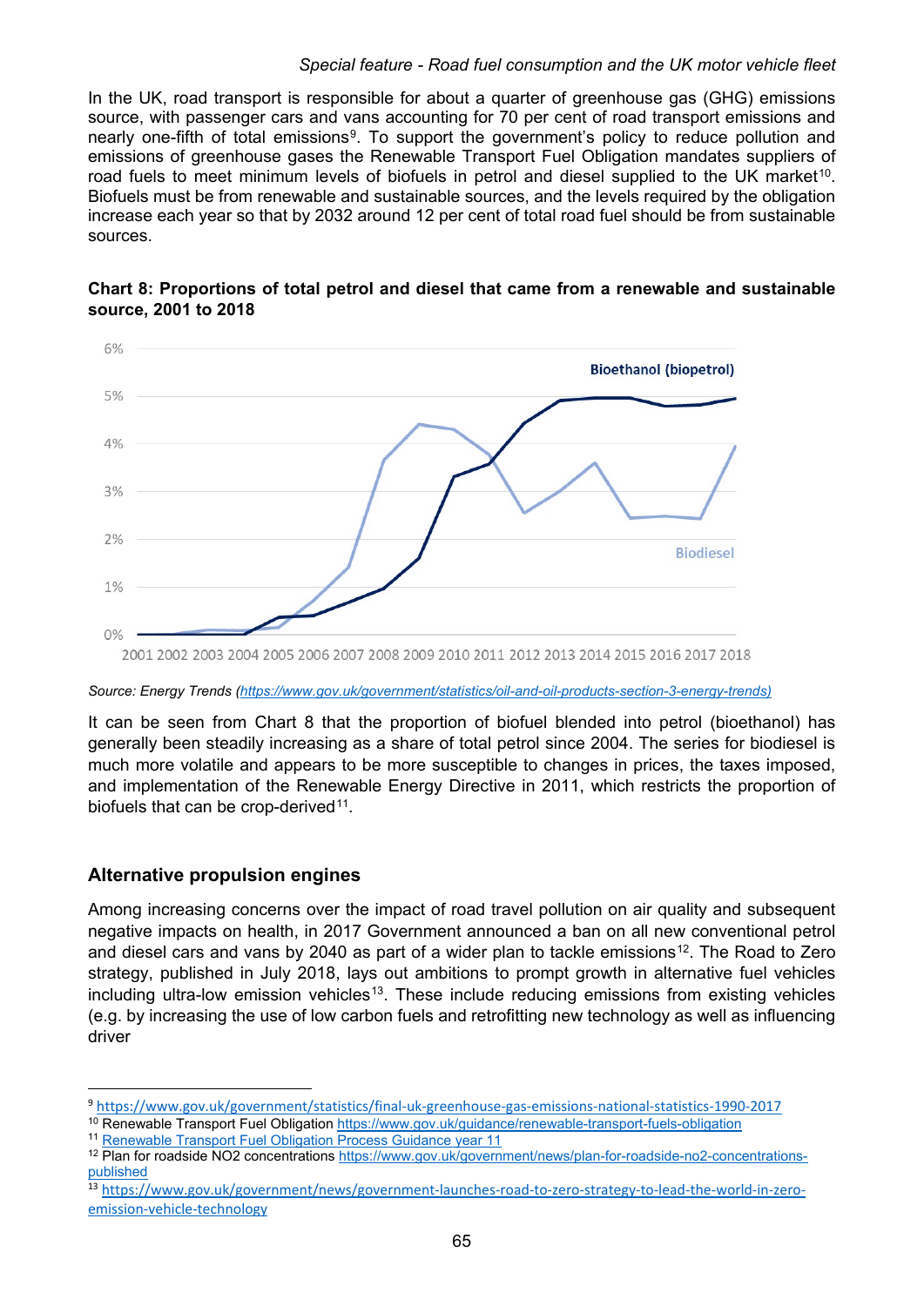In the UK, road transport is responsible for about a quarter of greenhouse gas (GHG) emissions source, with passenger cars and vans accounting for 70 per cent of road transport emissions and nearly one-fifth of total emissions[9]. To support the government's policy to reduce pollution and emissions of greenhouse gases the Renewable Transport Fuel Obligation mandates suppliers of road fuels to meet minimum levels of biofuels in petrol and diesel supplied to the UK market[10]. Biofuels must be from renewable and sustainable sources, and the levels required by the obligation increase each year so that by 2032 around 12 per cent of total road fuel should be from sustainable sources.

**Chart 8: Proportions of total petrol and diesel that came from a renewable and sustainable source, 2001 to 2018**

*Source: Energy Trends (https://www.gov.uk/government/statistics/oil-and-oil-products-section-3-energy-trends)*

It can be seen from Chart 8 that the proportion of biofuel blended into petrol (bioethanol) has generally been steadily increasing as a share of total petrol since 2004. The series for biodiesel is much more volatile and appears to be more susceptible to changes in prices, the taxes imposed, and implementation of the Renewable Energy Directive in 2011, which restricts the proportion of biofuels that can be crop-derived[11].

## Alternative propulsion engines

Among increasing concerns over the impact of road travel pollution on air quality and subsequent negative impacts on health, in 2017 Government announced a ban on all new conventional petrol and diesel cars and vans by 2040 as part of a wider plan to tackle emissions[12]. The Road to Zero strategy, published in July 2018, lays out ambitions to prompt growth in alternative fuel vehicles including ultra-low emission vehicles[13]. These include reducing emissions from existing vehicles (e.g. by increasing the use of low carbon fuels and retrofitting new technology as well as influencing driver

---

[9] https://www.gov.uk/government/statistics/final-uk-greenhouse-gas-emissions-national-statistics-1990-2017

[10] Renewable Transport Fuel Obligation https://www.gov.uk/guidance/renewable-transport-fuels-obligation

[11] Renewable Transport Fuel Obligation Process Guidance year 11

[12] Plan for roadside NO2 concentrations https://www.gov.uk/government/news/plan-for-roadside-no2-concentrations-published

[13] https://www.gov.uk/government/news/government-launches-road-to-zero-strategy-to-lead-the-world-in-zero-emission-vehicle-technology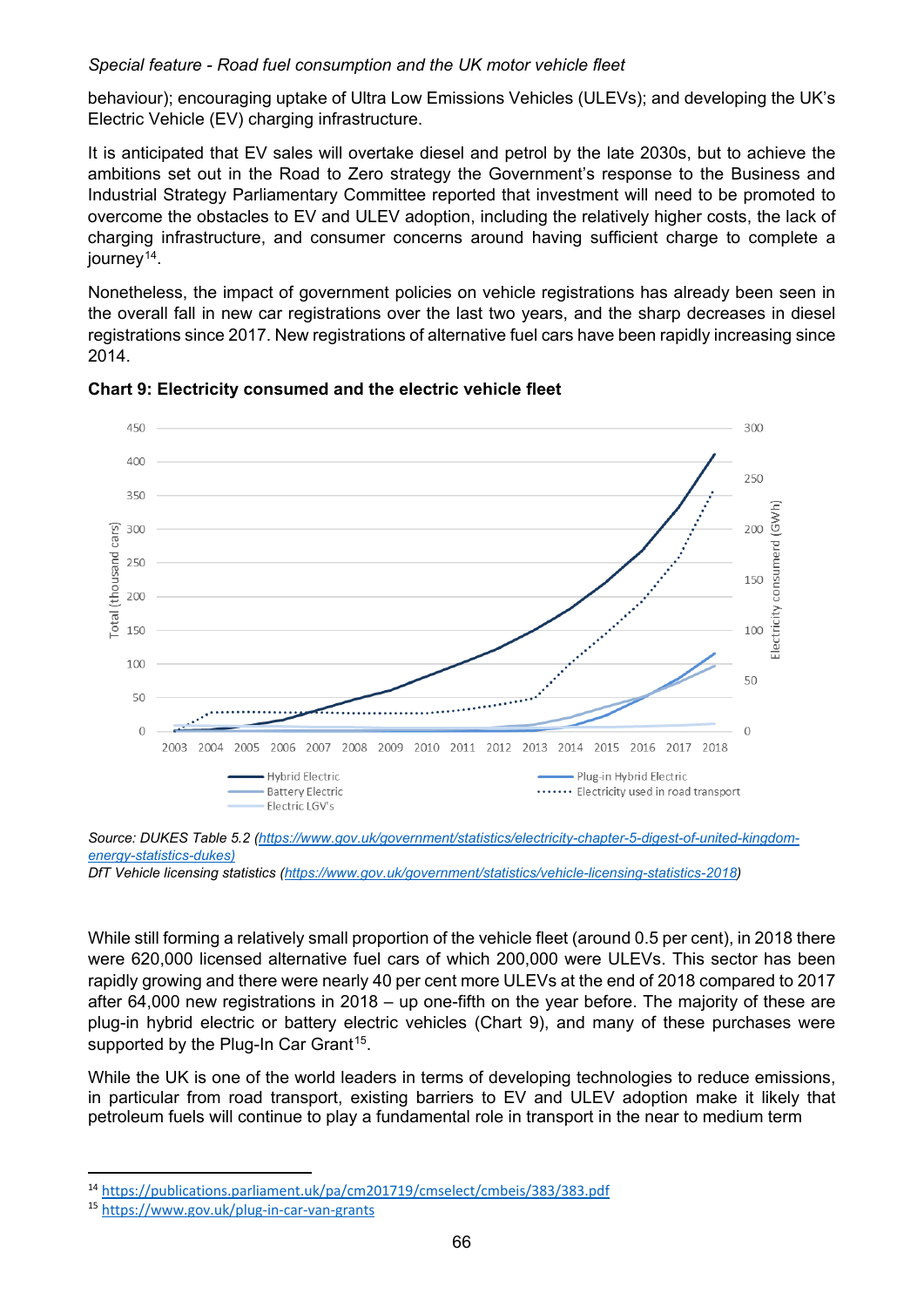behaviour); encouraging uptake of Ultra Low Emissions Vehicles (ULEVs); and developing the UK's Electric Vehicle (EV) charging infrastructure.

It is anticipated that EV sales will overtake diesel and petrol by the late 2030s, but to achieve the ambitions set out in the Road to Zero strategy the Government's response to the Business and Industrial Strategy Parliamentary Committee reported that investment will need to be promoted to overcome the obstacles to EV and ULEV adoption, including the relatively higher costs, the lack of charging infrastructure, and consumer concerns around having sufficient charge to complete a journey[14].

Nonetheless, the impact of government policies on vehicle registrations has already been seen in the overall fall in new car registrations over the last two years, and the sharp decreases in diesel registrations since 2017. New registrations of alternative fuel cars have been rapidly increasing since 2014.

**Chart 9: Electricity consumed and the electric vehicle fleet**

*Source: DUKES Table 5.2 (https://www.gov.uk/government/statistics/electricity-chapter-5-digest-of-united-kingdom-energy-statistics-dukes)*
*DfT Vehicle licensing statistics (https://www.gov.uk/government/statistics/vehicle-licensing-statistics-2018)*

While still forming a relatively small proportion of the vehicle fleet (around 0.5 per cent), in 2018 there were 620,000 licensed alternative fuel cars of which 200,000 were ULEVs. This sector has been rapidly growing and there were nearly 40 per cent more ULEVs at the end of 2018 compared to 2017 after 64,000 new registrations in 2018 – up one-fifth on the year before. The majority of these are plug-in hybrid electric or battery electric vehicles (Chart 9), and many of these purchases were supported by the Plug-In Car Grant[15].

While the UK is one of the world leaders in terms of developing technologies to reduce emissions, in particular from road transport, existing barriers to EV and ULEV adoption make it likely that petroleum fuels will continue to play a fundamental role in transport in the near to medium term

[14] https://publications.parliament.uk/pa/cm201719/cmselect/cmbeis/383/383.pdf
[15] https://www.gov.uk/plug-in-car-van-grants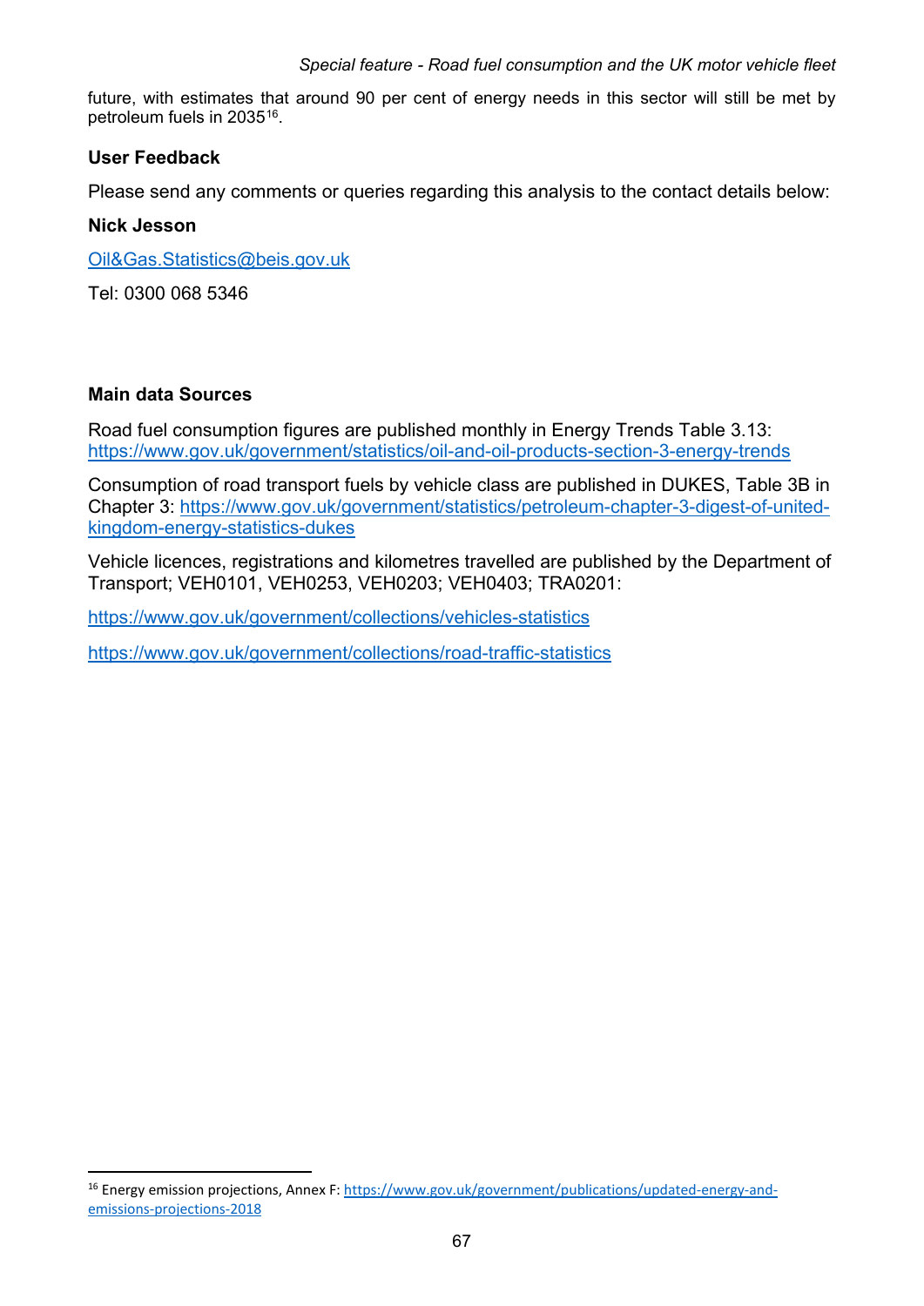future, with estimates that around 90 per cent of energy needs in this sector will still be met by petroleum fuels in 2035[16].

**User Feedback**

Please send any comments or queries regarding this analysis to the contact details below:

**Nick Jesson**

Oil&Gas.Statistics@beis.gov.uk

Tel: 0300 068 5346

**Main data Sources**

Road fuel consumption figures are published monthly in Energy Trends Table 3.13: https://www.gov.uk/government/statistics/oil-and-oil-products-section-3-energy-trends

Consumption of road transport fuels by vehicle class are published in DUKES, Table 3B in Chapter 3: https://www.gov.uk/government/statistics/petroleum-chapter-3-digest-of-united-kingdom-energy-statistics-dukes

Vehicle licences, registrations and kilometres travelled are published by the Department of Transport; VEH0101, VEH0253, VEH0203; VEH0403; TRA0201:

https://www.gov.uk/government/collections/vehicles-statistics

https://www.gov.uk/government/collections/road-traffic-statistics

[16] Energy emission projections, Annex F: https://www.gov.uk/government/publications/updated-energy-and-emissions-projections-2018